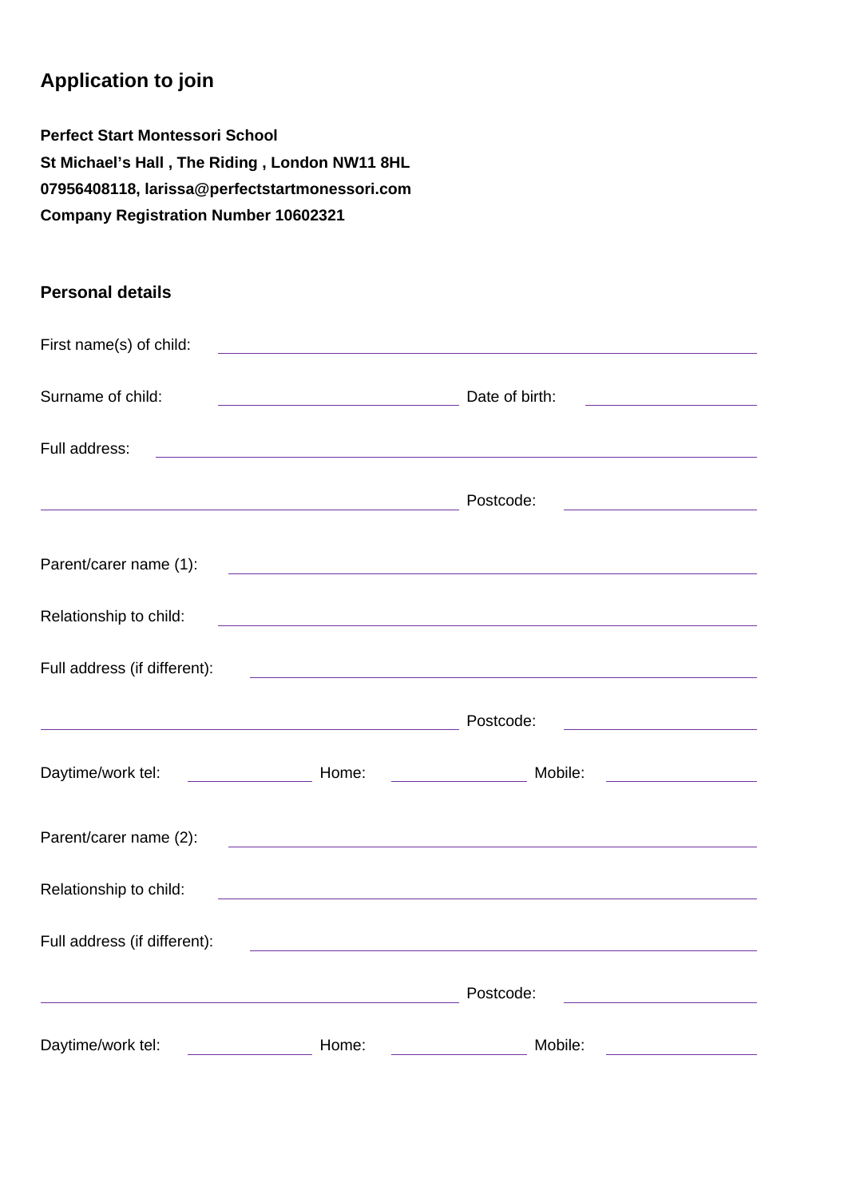## Application to join

**Perfect Start Montessori School**
**St Michael's Hall , The Riding , London NW11 8HL**
**07956408118, larissa@perfectstartmonessori.com**
**Company Registration Number 10602321**

### Personal details

First name(s) of child: ______________________________

Surname of child: ______________________________ Date of birth: ______________________________

Full address: ______________________________

______________________________ Postcode: ______________________________

Parent/carer name (1): ______________________________

Relationship to child: ______________________________

Full address (if different): ______________________________

______________________________ Postcode: ______________________________

Daytime/work tel: ______________ Home: ______________ Mobile: ______________

Parent/carer name (2): ______________________________

Relationship to child: ______________________________

Full address (if different): ______________________________

______________________________ Postcode: ______________________________

Daytime/work tel: ______________ Home: ______________ Mobile: ______________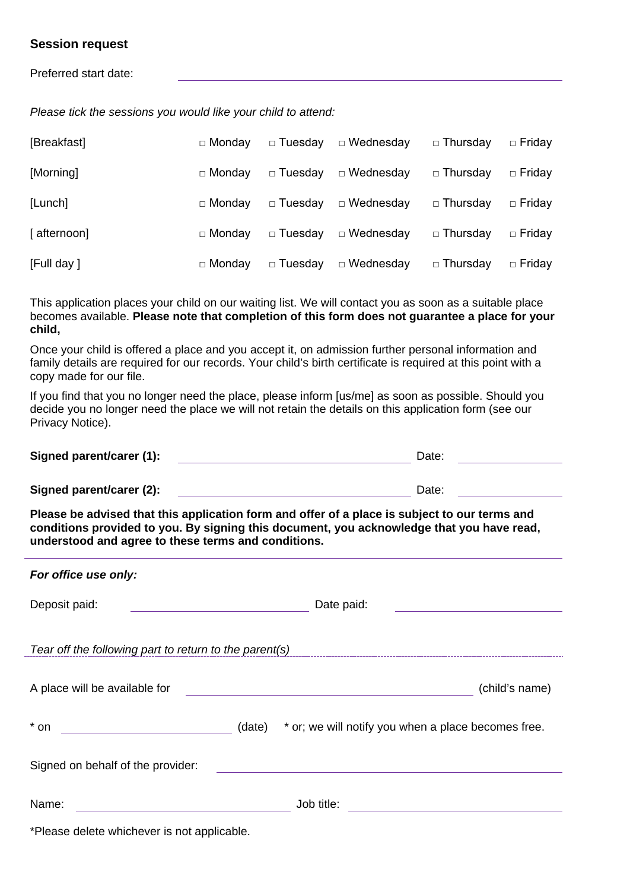**Session request**

Preferred start date: ______________________________

*Please tick the sessions you would like your child to attend:*

| | | | | | |
|---|---|---|---|---|---|
| [Breakfast] | □ Monday | □ Tuesday | □ Wednesday | □ Thursday | □ Friday |
| [Morning] | □ Monday | □ Tuesday | □ Wednesday | □ Thursday | □ Friday |
| [Lunch] | □ Monday | □ Tuesday | □ Wednesday | □ Thursday | □ Friday |
| [ afternoon] | □ Monday | □ Tuesday | □ Wednesday | □ Thursday | □ Friday |
| [Full day ] | □ Monday | □ Tuesday | □ Wednesday | □ Thursday | □ Friday |

This application places your child on our waiting list. We will contact you as soon as a suitable place becomes available. **Please note that completion of this form does not guarantee a place for your child,**

Once your child is offered a place and you accept it, on admission further personal information and family details are required for our records. Your child's birth certificate is required at this point with a copy made for our file.

If you find that you no longer need the place, please inform [us/me] as soon as possible. Should you decide you no longer need the place we will not retain the details on this application form (see our Privacy Notice).

**Signed parent/carer (1):** ______________________________ Date: ______________

**Signed parent/carer (2):** ______________________________ Date: ______________

**Please be advised that this application form and offer of a place is subject to our terms and conditions provided to you. By signing this document, you acknowledge that you have read, understood and agree to these terms and conditions.**

---

***For office use only:***

Deposit paid: ______________________ Date paid: ______________________

*Tear off the following part to return to the parent(s)*

A place will be available for ______________________________________ (child's name)

\* on ______________________ (date) \* or; we will notify you when a place becomes free.

Signed on behalf of the provider: ______________________________________

Name: ____________________________ Job title: ____________________________

\*Please delete whichever is not applicable.